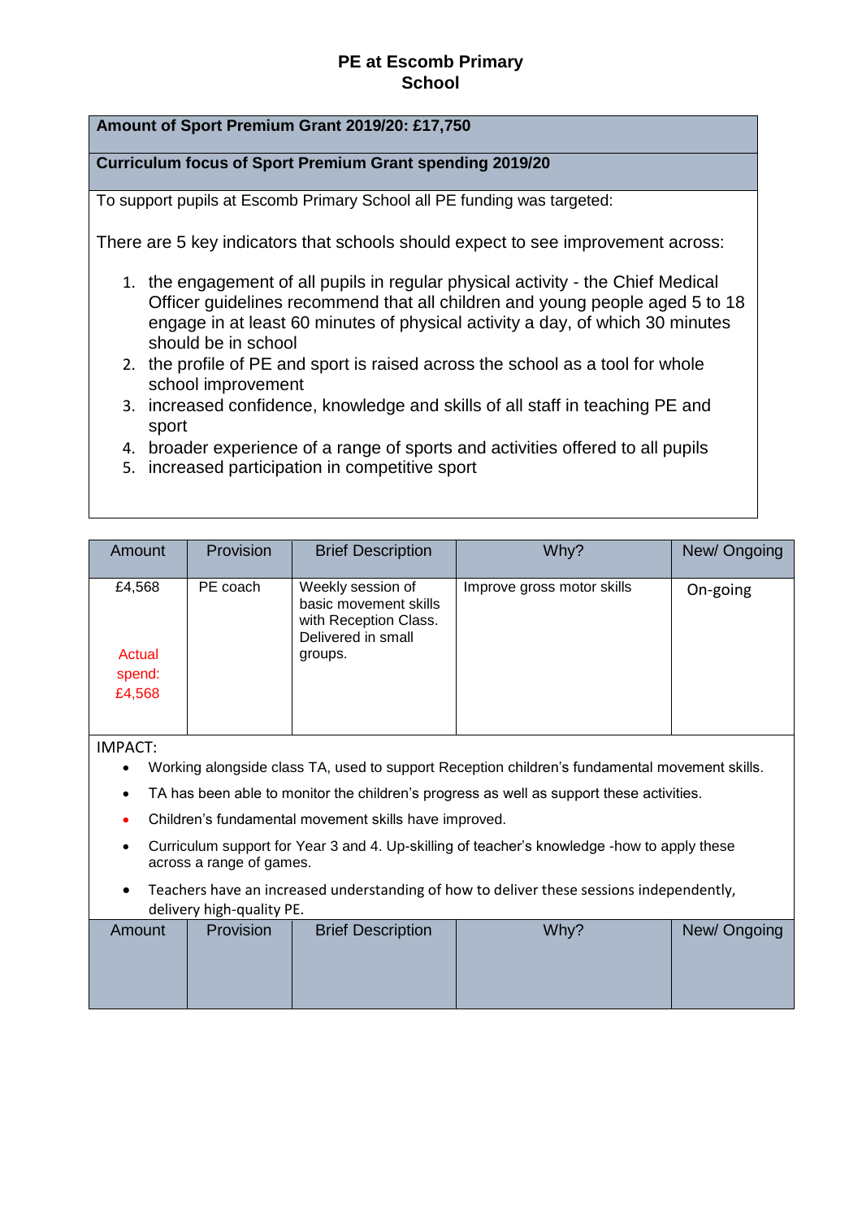# PE at Escomb Primary School

**Amount of Sport Premium Grant 2019/20: £17,750**

**Curriculum focus of Sport Premium Grant spending 2019/20**

To support pupils at Escomb Primary School all PE funding was targeted:

There are 5 key indicators that schools should expect to see improvement across:

1. the engagement of all pupils in regular physical activity - the Chief Medical Officer guidelines recommend that all children and young people aged 5 to 18 engage in at least 60 minutes of physical activity a day, of which 30 minutes should be in school
2. the profile of PE and sport is raised across the school as a tool for whole school improvement
3. increased confidence, knowledge and skills of all staff in teaching PE and sport
4. broader experience of a range of sports and activities offered to all pupils
5. increased participation in competitive sport

| Amount | Provision | Brief Description | Why? | New/ Ongoing |
|---|---|---|---|---|
| £4,568<br><br>Actual spend: £4,568 | PE coach | Weekly session of basic movement skills with Reception Class. Delivered in small groups. | Improve gross motor skills | On-going |

IMPACT:

- Working alongside class TA, used to support Reception children's fundamental movement skills.
- TA has been able to monitor the children's progress as well as support these activities.
- Children's fundamental movement skills have improved.
- Curriculum support for Year 3 and 4. Up-skilling of teacher's knowledge -how to apply these across a range of games.
- Teachers have an increased understanding of how to deliver these sessions independently, delivery high-quality PE.

| Amount | Provision | Brief Description | Why? | New/ Ongoing |
|---|---|---|---|---|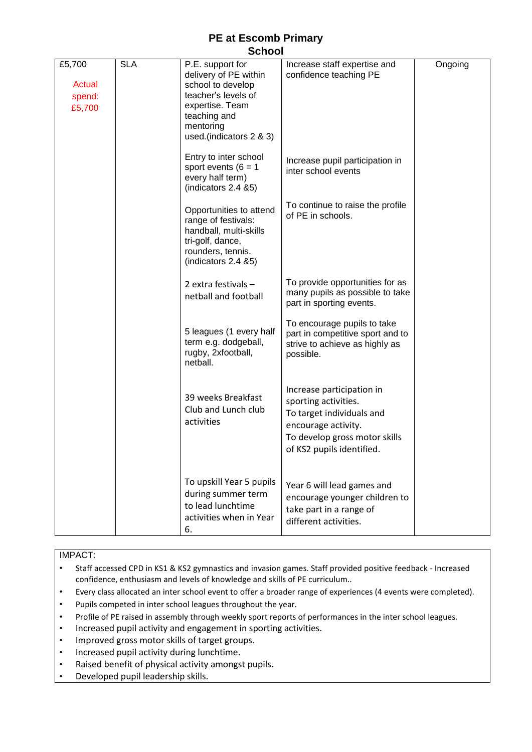# PE at Escomb Primary School

| | | | | |
|---|---|---|---|---|
| £5,700<br><br>Actual spend: £5,700 | SLA | P.E. support for delivery of PE within school to develop teacher's levels of expertise. Team teaching and mentoring used.(indicators 2 & 3)<br><br>Entry to inter school sport events (6 = 1 every half term) (indicators 2.4 &5)<br><br>Opportunities to attend range of festivals: handball, multi-skills tri-golf, dance, rounders, tennis. (indicators 2.4 &5)<br><br>2 extra festivals – netball and football<br><br>5 leagues (1 every half term e.g. dodgeball, rugby, 2xfootball, netball.<br><br>39 weeks Breakfast Club and Lunch club activities<br><br>To upskill Year 5 pupils during summer term to lead lunchtime activities when in Year 6. | Increase staff expertise and confidence teaching PE<br><br>Increase pupil participation in inter school events<br><br>To continue to raise the profile of PE in schools.<br><br>To provide opportunities for as many pupils as possible to take part in sporting events.<br><br>To encourage pupils to take part in competitive sport and to strive to achieve as highly as possible.<br><br>Increase participation in sporting activities.<br>To target individuals and encourage activity.<br>To develop gross motor skills of KS2 pupils identified.<br><br>Year 6 will lead games and encourage younger children to take part in a range of different activities. | Ongoing |

IMPACT:

- Staff accessed CPD in KS1 & KS2 gymnastics and invasion games. Staff provided positive feedback - Increased confidence, enthusiasm and levels of knowledge and skills of PE curriculum..
- Every class allocated an inter school event to offer a broader range of experiences (4 events were completed).
- Pupils competed in inter school leagues throughout the year.
- Profile of PE raised in assembly through weekly sport reports of performances in the inter school leagues.
- Increased pupil activity and engagement in sporting activities.
- Improved gross motor skills of target groups.
- Increased pupil activity during lunchtime.
- Raised benefit of physical activity amongst pupils.
- Developed pupil leadership skills.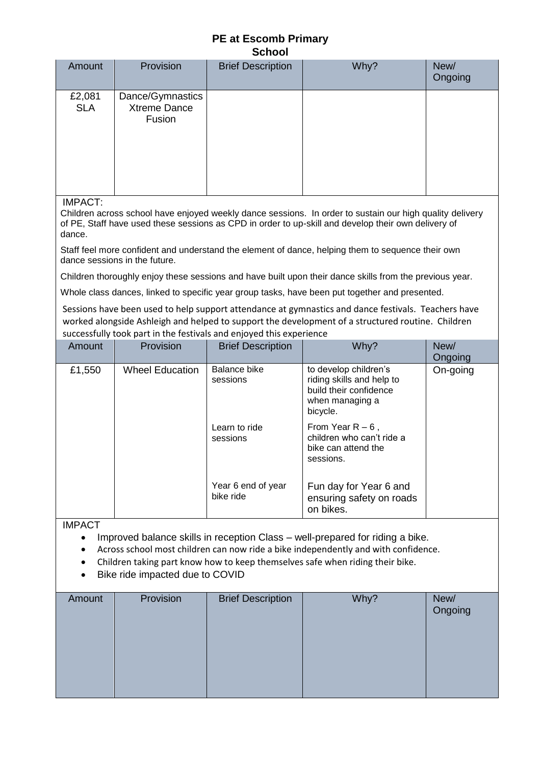# PE at Escomb Primary School

| Amount | Provision | Brief Description | Why? | New/ Ongoing |
| --- | --- | --- | --- | --- |
| £2,081 SLA | Dance/Gymnastics Xtreme Dance Fusion | | | |

IMPACT:

Children across school have enjoyed weekly dance sessions. In order to sustain our high quality delivery of PE, Staff have used these sessions as CPD in order to up-skill and develop their own delivery of dance.

Staff feel more confident and understand the element of dance, helping them to sequence their own dance sessions in the future.

Children thoroughly enjoy these sessions and have built upon their dance skills from the previous year.

Whole class dances, linked to specific year group tasks, have been put together and presented.

Sessions have been used to help support attendance at gymnastics and dance festivals. Teachers have worked alongside Ashleigh and helped to support the development of a structured routine. Children successfully took part in the festivals and enjoyed this experience

| Amount | Provision | Brief Description | Why? | New/ Ongoing |
| --- | --- | --- | --- | --- |
| £1,550 | Wheel Education | Balance bike sessions | to develop children's riding skills and help to build their confidence when managing a bicycle. | On-going |
| | | Learn to ride sessions | From Year R – 6 , children who can't ride a bike can attend the sessions. | |
| | | Year 6 end of year bike ride | Fun day for Year 6 and ensuring safety on roads on bikes. | |

IMPACT

- Improved balance skills in reception Class – well-prepared for riding a bike.
- Across school most children can now ride a bike independently and with confidence.
- Children taking part know how to keep themselves safe when riding their bike.
- Bike ride impacted due to COVID

| Amount | Provision | Brief Description | Why? | New/ Ongoing |
| --- | --- | --- | --- | --- |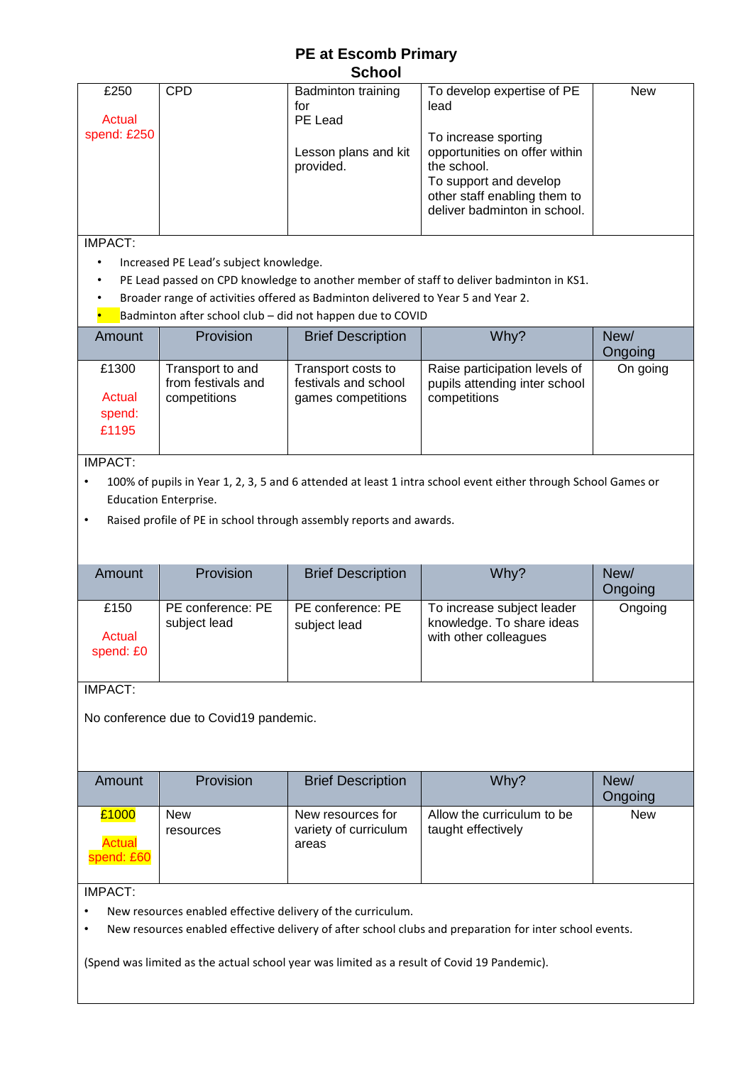# PE at Escomb Primary School

| Amount | Provision | Brief Description | Why? | New/ Ongoing |
|---|---|---|---|---|
| £250<br><br>Actual spend: £250 | CPD | Badminton training for PE Lead<br><br>Lesson plans and kit provided. | To develop expertise of PE lead<br><br>To increase sporting opportunities on offer within the school.<br>To support and develop other staff enabling them to deliver badminton in school. | New |

IMPACT:

- Increased PE Lead's subject knowledge.
- PE Lead passed on CPD knowledge to another member of staff to deliver badminton in KS1.
- Broader range of activities offered as Badminton delivered to Year 5 and Year 2.
- Badminton after school club – did not happen due to COVID

| Amount | Provision | Brief Description | Why? | New/ Ongoing |
|---|---|---|---|---|
| £1300<br><br>Actual spend: £1195 | Transport to and from festivals and competitions | Transport costs to festivals and school games competitions | Raise participation levels of pupils attending inter school competitions | On going |

IMPACT:

- 100% of pupils in Year 1, 2, 3, 5 and 6 attended at least 1 intra school event either through School Games or Education Enterprise.
- Raised profile of PE in school through assembly reports and awards.

| Amount | Provision | Brief Description | Why? | New/ Ongoing |
|---|---|---|---|---|
| £150<br><br>Actual spend: £0 | PE conference: PE subject lead | PE conference: PE subject lead | To increase subject leader knowledge. To share ideas with other colleagues | Ongoing |

IMPACT:

No conference due to Covid19 pandemic.

| Amount | Provision | Brief Description | Why? | New/ Ongoing |
|---|---|---|---|---|
| £1000<br><br>Actual spend: £60 | New resources | New resources for variety of curriculum areas | Allow the curriculum to be taught effectively | New |

IMPACT:

- New resources enabled effective delivery of the curriculum.
- New resources enabled effective delivery of after school clubs and preparation for inter school events.

(Spend was limited as the actual school year was limited as a result of Covid 19 Pandemic).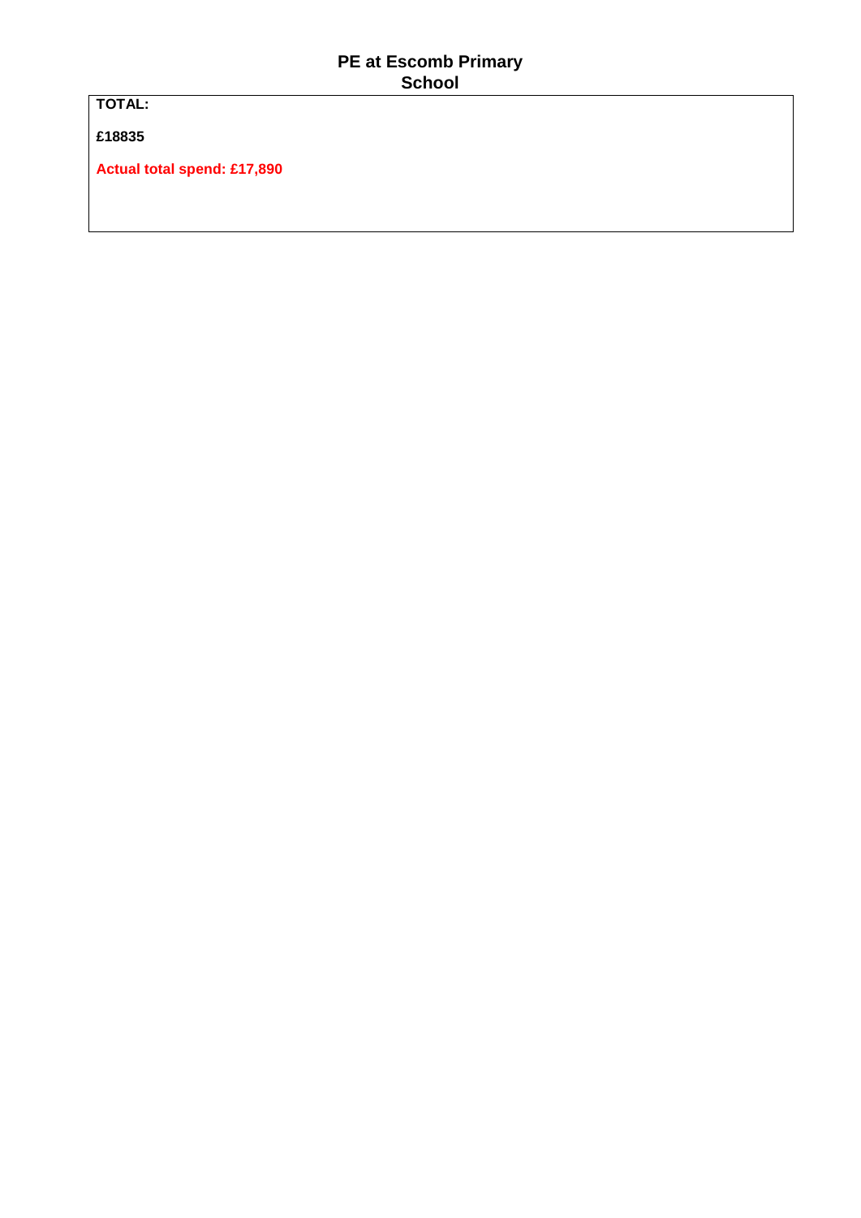# PE at Escomb Primary School

**TOTAL:**

**£18835**

**Actual total spend: £17,890**